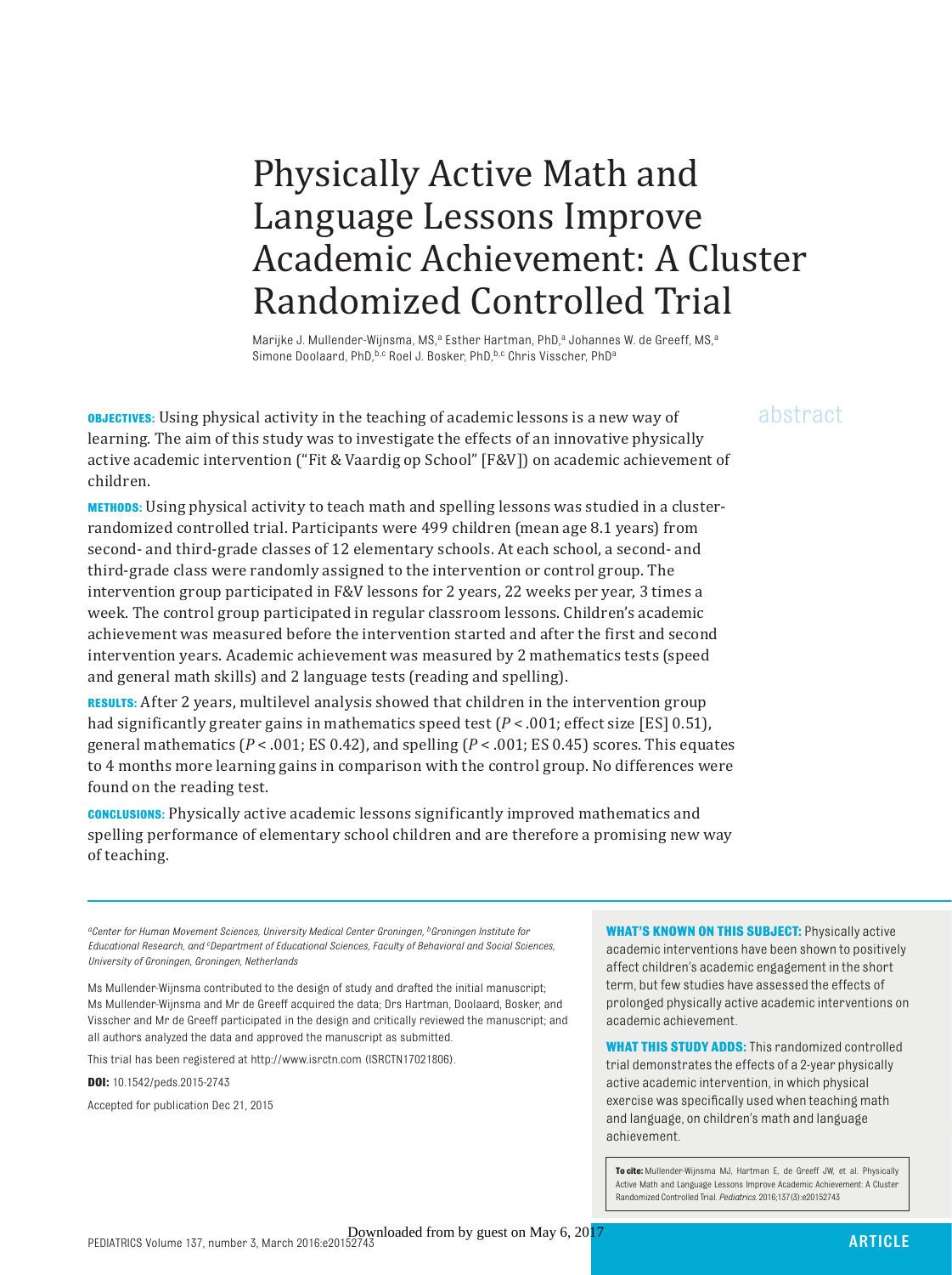# Physically Active Math and Language Lessons Improve Academic Achievement: A Cluster Randomized Controlled Trial

Marijke J. Mullender-Wijnsma, MS,[a] Esther Hartman, PhD,[a] Johannes W. de Greeff, MS,[a] Simone Doolaard, PhD,[b,c] Roel J. Bosker, PhD,[b,c] Chris Visscher, PhD[a]

abstract

**OBJECTIVES:** Using physical activity in the teaching of academic lessons is a new way of learning. The aim of this study was to investigate the effects of an innovative physically active academic intervention ("Fit & Vaardig op School" [F&V]) on academic achievement of children.

**METHODS:** Using physical activity to teach math and spelling lessons was studied in a cluster-randomized controlled trial. Participants were 499 children (mean age 8.1 years) from second- and third-grade classes of 12 elementary schools. At each school, a second- and third-grade class were randomly assigned to the intervention or control group. The intervention group participated in F&V lessons for 2 years, 22 weeks per year, 3 times a week. The control group participated in regular classroom lessons. Children's academic achievement was measured before the intervention started and after the first and second intervention years. Academic achievement was measured by 2 mathematics tests (speed and general math skills) and 2 language tests (reading and spelling).

**RESULTS:** After 2 years, multilevel analysis showed that children in the intervention group had significantly greater gains in mathematics speed test ($P < .001$; effect size [ES] 0.51), general mathematics ($P < .001$; ES 0.42), and spelling ($P < .001$; ES 0.45) scores. This equates to 4 months more learning gains in comparison with the control group. No differences were found on the reading test.

**CONCLUSIONS:** Physically active academic lessons significantly improved mathematics and spelling performance of elementary school children and are therefore a promising new way of teaching.

*[a]Center for Human Movement Sciences, University Medical Center Groningen, [b]Groningen Institute for Educational Research, and [c]Department of Educational Sciences, Faculty of Behavioral and Social Sciences, University of Groningen, Groningen, Netherlands*

Ms Mullender-Wijnsma contributed to the design of study and drafted the initial manuscript; Ms Mullender-Wijnsma and Mr de Greeff acquired the data; Drs Hartman, Doolaard, Bosker, and Visscher and Mr de Greeff participated in the design and critically reviewed the manuscript; and all authors analyzed the data and approved the manuscript as submitted.

This trial has been registered at http://www.isrctn.com (ISRCTN17021806).

**DOI:** 10.1542/peds.2015-2743

Accepted for publication Dec 21, 2015

**WHAT'S KNOWN ON THIS SUBJECT:** Physically active academic interventions have been shown to positively affect children's academic engagement in the short term, but few studies have assessed the effects of prolonged physically active academic interventions on academic achievement.

**WHAT THIS STUDY ADDS:** This randomized controlled trial demonstrates the effects of a 2-year physically active academic intervention, in which physical exercise was specifically used when teaching math and language, on children's math and language achievement.

**To cite:** Mullender-Wijnsma MJ, Hartman E, de Greeff JW, et al. Physically Active Math and Language Lessons Improve Academic Achievement: A Cluster Randomized Controlled Trial. *Pediatrics*. 2016;137(3):e20152743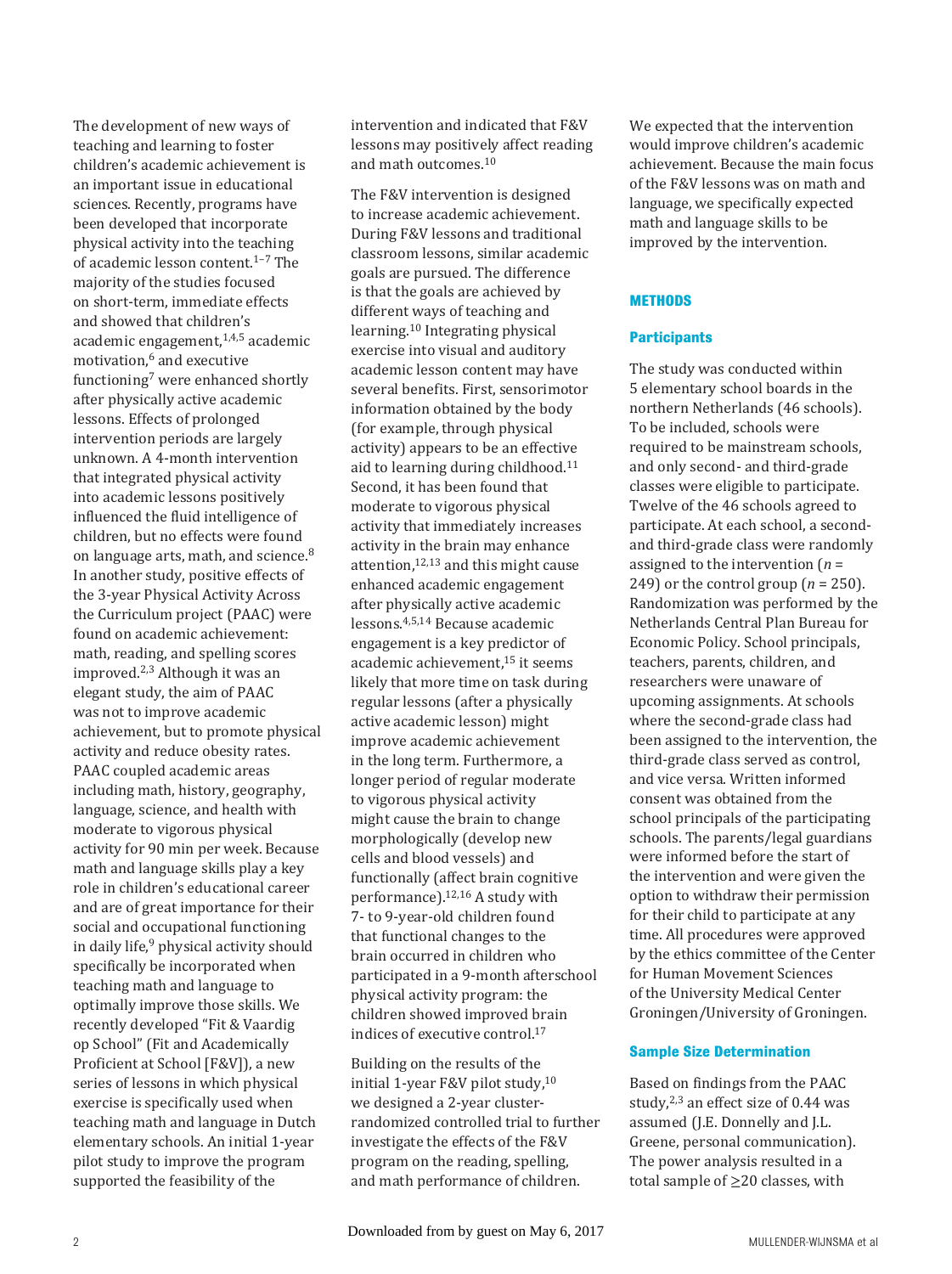The development of new ways of teaching and learning to foster children's academic achievement is an important issue in educational sciences. Recently, programs have been developed that incorporate physical activity into the teaching of academic lesson content.[1–7] The majority of the studies focused on short-term, immediate effects and showed that children's academic engagement,[1,4,5] academic motivation,[6] and executive functioning[7] were enhanced shortly after physically active academic lessons. Effects of prolonged intervention periods are largely unknown. A 4-month intervention that integrated physical activity into academic lessons positively influenced the fluid intelligence of children, but no effects were found on language arts, math, and science.[8] In another study, positive effects of the 3-year Physical Activity Across the Curriculum project (PAAC) were found on academic achievement: math, reading, and spelling scores improved.[2,3] Although it was an elegant study, the aim of PAAC was not to improve academic achievement, but to promote physical activity and reduce obesity rates. PAAC coupled academic areas including math, history, geography, language, science, and health with moderate to vigorous physical activity for 90 min per week. Because math and language skills play a key role in children's educational career and are of great importance for their social and occupational functioning in daily life,[9] physical activity should specifically be incorporated when teaching math and language to optimally improve those skills. We recently developed "Fit & Vaardig op School" (Fit and Academically Proficient at School [F&V]), a new series of lessons in which physical exercise is specifically used when teaching math and language in Dutch elementary schools. An initial 1-year pilot study to improve the program supported the feasibility of the intervention and indicated that F&V lessons may positively affect reading and math outcomes.[10]

The F&V intervention is designed to increase academic achievement. During F&V lessons and traditional classroom lessons, similar academic goals are pursued. The difference is that the goals are achieved by different ways of teaching and learning.[10] Integrating physical exercise into visual and auditory academic lesson content may have several benefits. First, sensorimotor information obtained by the body (for example, through physical activity) appears to be an effective aid to learning during childhood.[11] Second, it has been found that moderate to vigorous physical activity that immediately increases activity in the brain may enhance attention,[12,13] and this might cause enhanced academic engagement after physically active academic lessons.[4,5,14] Because academic engagement is a key predictor of academic achievement,[15] it seems likely that more time on task during regular lessons (after a physically active academic lesson) might improve academic achievement in the long term. Furthermore, a longer period of regular moderate to vigorous physical activity might cause the brain to change morphologically (develop new cells and blood vessels) and functionally (affect brain cognitive performance).[12,16] A study with 7- to 9-year-old children found that functional changes to the brain occurred in children who participated in a 9-month afterschool physical activity program: the children showed improved brain indices of executive control.[17]

Building on the results of the initial 1-year F&V pilot study,[10] we designed a 2-year cluster-randomized controlled trial to further investigate the effects of the F&V program on the reading, spelling, and math performance of children. We expected that the intervention would improve children's academic achievement. Because the main focus of the F&V lessons was on math and language, we specifically expected math and language skills to be improved by the intervention.

## METHODS

### Participants

The study was conducted within 5 elementary school boards in the northern Netherlands (46 schools). To be included, schools were required to be mainstream schools, and only second- and third-grade classes were eligible to participate. Twelve of the 46 schools agreed to participate. At each school, a second- and third-grade class were randomly assigned to the intervention ($n$ = 249) or the control group ($n$ = 250). Randomization was performed by the Netherlands Central Plan Bureau for Economic Policy. School principals, teachers, parents, children, and researchers were unaware of upcoming assignments. At schools where the second-grade class had been assigned to the intervention, the third-grade class served as control, and vice versa. Written informed consent was obtained from the school principals of the participating schools. The parents/legal guardians were informed before the start of the intervention and were given the option to withdraw their permission for their child to participate at any time. All procedures were approved by the ethics committee of the Center for Human Movement Sciences of the University Medical Center Groningen/University of Groningen.

### Sample Size Determination

Based on findings from the PAAC study,[2,3] an effect size of 0.44 was assumed (J.E. Donnelly and J.L. Greene, personal communication). The power analysis resulted in a total sample of ≥20 classes, with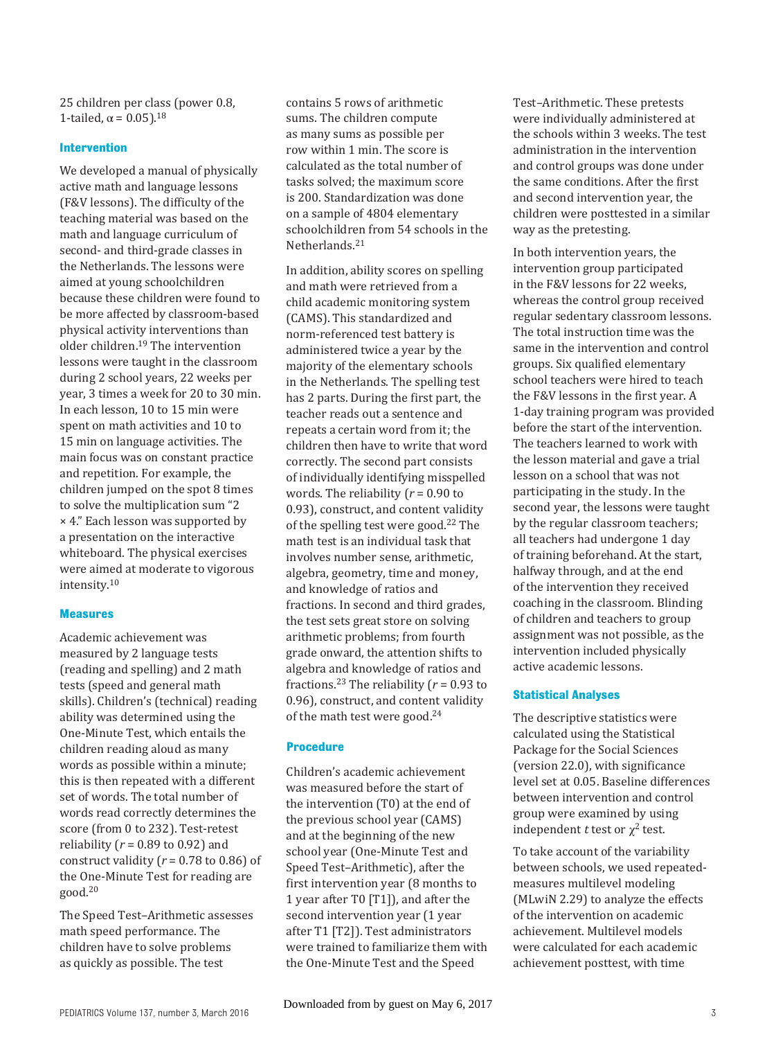25 children per class (power 0.8, 1-tailed, $\alpha = 0.05$).[18]

### Intervention

We developed a manual of physically active math and language lessons (F&V lessons). The difficulty of the teaching material was based on the math and language curriculum of second- and third-grade classes in the Netherlands. The lessons were aimed at young schoolchildren because these children were found to be more affected by classroom-based physical activity interventions than older children.[19] The intervention lessons were taught in the classroom during 2 school years, 22 weeks per year, 3 times a week for 20 to 30 min. In each lesson, 10 to 15 min were spent on math activities and 10 to 15 min on language activities. The main focus was on constant practice and repetition. For example, the children jumped on the spot 8 times to solve the multiplication sum "2 × 4." Each lesson was supported by a presentation on the interactive whiteboard. The physical exercises were aimed at moderate to vigorous intensity.[10]

### Measures

Academic achievement was measured by 2 language tests (reading and spelling) and 2 math tests (speed and general math skills). Children's (technical) reading ability was determined using the One-Minute Test, which entails the children reading aloud as many words as possible within a minute; this is then repeated with a different set of words. The total number of words read correctly determines the score (from 0 to 232). Test-retest reliability ($r = 0.89$ to 0.92) and construct validity ($r = 0.78$ to 0.86) of the One-Minute Test for reading are good.[20]

The Speed Test–Arithmetic assesses math speed performance. The children have to solve problems as quickly as possible. The test contains 5 rows of arithmetic sums. The children compute as many sums as possible per row within 1 min. The score is calculated as the total number of tasks solved; the maximum score is 200. Standardization was done on a sample of 4804 elementary schoolchildren from 54 schools in the Netherlands.[21]

In addition, ability scores on spelling and math were retrieved from a child academic monitoring system (CAMS). This standardized and norm-referenced test battery is administered twice a year by the majority of the elementary schools in the Netherlands. The spelling test has 2 parts. During the first part, the teacher reads out a sentence and repeats a certain word from it; the children then have to write that word correctly. The second part consists of individually identifying misspelled words. The reliability ($r = 0.90$ to 0.93), construct, and content validity of the spelling test were good.[22] The math test is an individual task that involves number sense, arithmetic, algebra, geometry, time and money, and knowledge of ratios and fractions. In second and third grades, the test sets great store on solving arithmetic problems; from fourth grade onward, the attention shifts to algebra and knowledge of ratios and fractions.[23] The reliability ($r = 0.93$ to 0.96), construct, and content validity of the math test were good.[24]

### Procedure

Children's academic achievement was measured before the start of the intervention (T0) at the end of the previous school year (CAMS) and at the beginning of the new school year (One-Minute Test and Speed Test–Arithmetic), after the first intervention year (8 months to 1 year after T0 [T1]), and after the second intervention year (1 year after T1 [T2]). Test administrators were trained to familiarize them with the One-Minute Test and the Speed Test–Arithmetic. These pretests were individually administered at the schools within 3 weeks. The test administration in the intervention and control groups was done under the same conditions. After the first and second intervention year, the children were posttested in a similar way as the pretesting.

In both intervention years, the intervention group participated in the F&V lessons for 22 weeks, whereas the control group received regular sedentary classroom lessons. The total instruction time was the same in the intervention and control groups. Six qualified elementary school teachers were hired to teach the F&V lessons in the first year. A 1-day training program was provided before the start of the intervention. The teachers learned to work with the lesson material and gave a trial lesson on a school that was not participating in the study. In the second year, the lessons were taught by the regular classroom teachers; all teachers had undergone 1 day of training beforehand. At the start, halfway through, and at the end of the intervention they received coaching in the classroom. Blinding of children and teachers to group assignment was not possible, as the intervention included physically active academic lessons.

### Statistical Analyses

The descriptive statistics were calculated using the Statistical Package for the Social Sciences (version 22.0), with significance level set at 0.05. Baseline differences between intervention and control group were examined by using independent *t* test or $\chi^2$ test.

To take account of the variability between schools, we used repeated-measures multilevel modeling (MLwiN 2.29) to analyze the effects of the intervention on academic achievement. Multilevel models were calculated for each academic achievement posttest, with time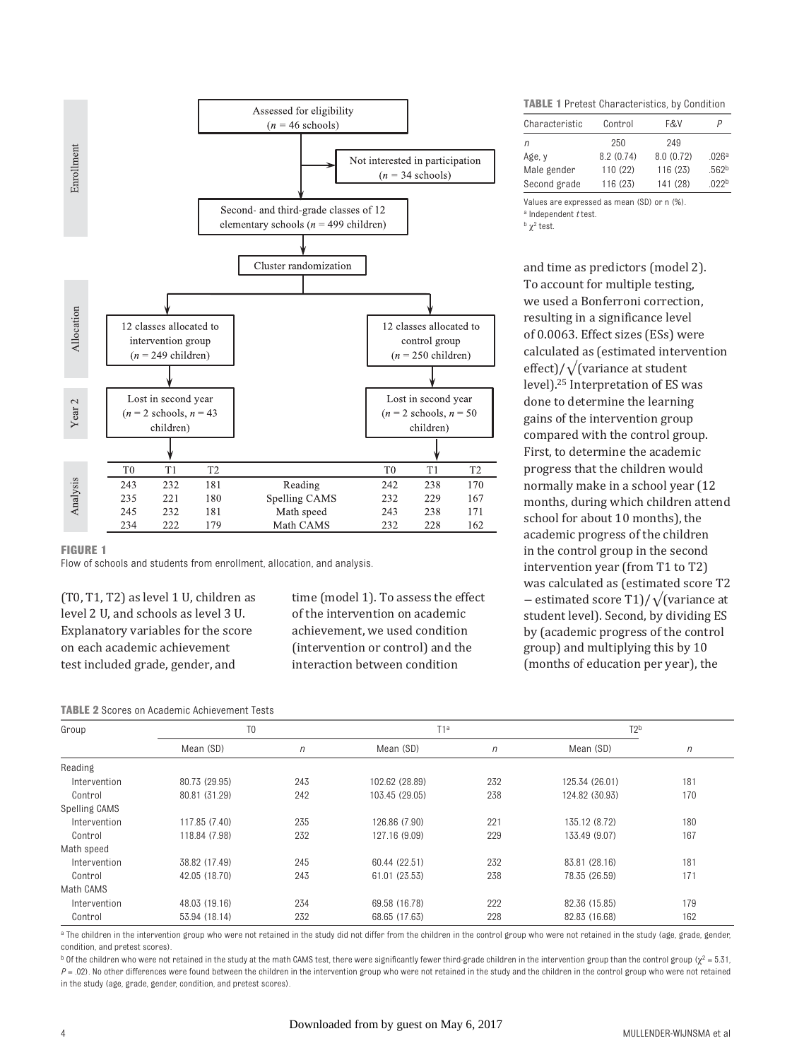| | Assessed for eligibility ($n$ = 46 schools) | |
|---|---|---|
| Enrollment | Not interested in participation ($n$ = 34 schools) | |
| | Second- and third-grade classes of 12 elementary schools ($n$ = 499 children) | |
| | Cluster randomization | |
| Allocation | 12 classes allocated to intervention group ($n$ = 249 children) | 12 classes allocated to control group ($n$ = 250 children) |
| Year 2 | Lost in second year ($n$ = 2 schools, $n$ = 43 children) | Lost in second year ($n$ = 2 schools, $n$ = 50 children) |

| | T0 | T1 | T2 | | T0 | T1 | T2 |
|---|---|---|---|---|---|---|---|
| Analysis | 243 | 232 | 181 | Reading | 242 | 238 | 170 |
| | 235 | 221 | 180 | Spelling CAMS | 232 | 229 | 167 |
| | 245 | 232 | 181 | Math speed | 243 | 238 | 171 |
| | 234 | 222 | 179 | Math CAMS | 232 | 228 | 162 |

**FIGURE 1**
Flow of schools and students from enrollment, allocation, and analysis.

(T0, T1, T2) as level 1 U, children as level 2 U, and schools as level 3 U. Explanatory variables for the score on each academic achievement test included grade, gender, and time (model 1). To assess the effect of the intervention on academic achievement, we used condition (intervention or control) and the interaction between condition and time as predictors (model 2). To account for multiple testing, we used a Bonferroni correction, resulting in a significance level of 0.0063. Effect sizes (ESs) were calculated as (estimated intervention effect)/$\sqrt{}$(variance at student level).[25] Interpretation of ES was done to determine the learning gains of the intervention group compared with the control group. First, to determine the academic progress that the children would normally make in a school year (12 months, during which children attend school for about 10 months), the academic progress of the children in the control group in the second intervention year (from T1 to T2) was calculated as (estimated score T2 − estimated score T1)/$\sqrt{}$(variance at student level). Second, by dividing ES by (academic progress of the control group) and multiplying this by 10 (months of education per year), the

**TABLE 1** Pretest Characteristics, by Condition

| Characteristic | Control | F&V | P |
|---|---|---|---|
| n | 250 | 249 | |
| Age, y | 8.2 (0.74) | 8.0 (0.72) | .026[a] |
| Male gender | 110 (22) | 116 (23) | .562[b] |
| Second grade | 116 (23) | 141 (28) | .022[b] |

Values are expressed as mean (SD) or n (%).
[a] Independent *t* test.
[b] $\chi^2$ test.

**TABLE 2** Scores on Academic Achievement Tests

| Group | T0 | | T1[a] | | T2[b] | |
|---|---|---|---|---|---|---|
| | Mean (SD) | *n* | Mean (SD) | *n* | Mean (SD) | *n* |
| Reading | | | | | | |
| Intervention | 80.73 (29.95) | 243 | 102.62 (28.89) | 232 | 125.34 (26.01) | 181 |
| Control | 80.81 (31.29) | 242 | 103.45 (29.05) | 238 | 124.82 (30.93) | 170 |
| Spelling CAMS | | | | | | |
| Intervention | 117.85 (7.40) | 235 | 126.86 (7.90) | 221 | 135.12 (8.72) | 180 |
| Control | 118.84 (7.98) | 232 | 127.16 (9.09) | 229 | 133.49 (9.07) | 167 |
| Math speed | | | | | | |
| Intervention | 38.82 (17.49) | 245 | 60.44 (22.51) | 232 | 83.81 (28.16) | 181 |
| Control | 42.05 (18.70) | 243 | 61.01 (23.53) | 238 | 78.35 (26.59) | 171 |
| Math CAMS | | | | | | |
| Intervention | 48.03 (19.16) | 234 | 69.58 (16.78) | 222 | 82.36 (15.85) | 179 |
| Control | 53.94 (18.14) | 232 | 68.65 (17.63) | 228 | 82.83 (16.68) | 162 |

[a] The children in the intervention group who were not retained in the study did not differ from the children in the control group who were not retained in the study (age, grade, gender, condition, and pretest scores).
[b] Of the children who were not retained in the study at the math CAMS test, there were significantly fewer third-grade children in the intervention group than the control group ($\chi^2$ = 5.31, $P$ = .02). No other differences were found between the children in the intervention group who were not retained in the study and the children in the control group who were not retained in the study (age, grade, gender, condition, and pretest scores).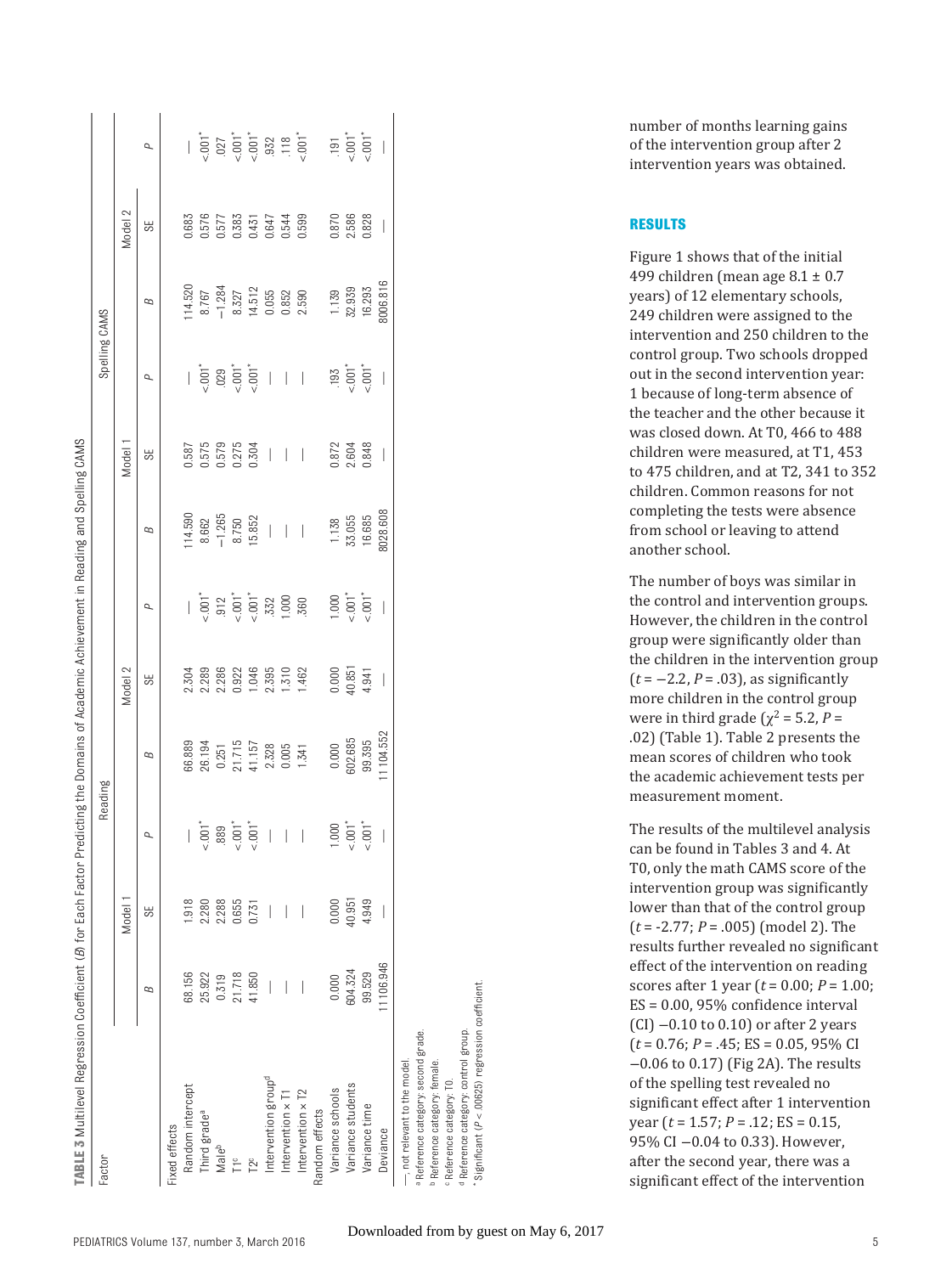**TABLE 3** Multilevel Regression Coefficient (*B*) for Each Factor Predicting the Domains of Academic Achievement in Reading and Spelling CAMS

| Factor | Reading | | | | | | Spelling CAMS | | | | | |
|---|---|---|---|---|---|---|---|---|---|---|---|---|
| | Model 1 | | | Model 2 | | | Model 1 | | | Model 2 | | |
| | *B* | SE | *P* | *B* | SE | *P* | *B* | SE | *P* | *B* | SE | *P* |
| Fixed effects | | | | | | | | | | | | |
| Random intercept | 68.156 | 1.918 | — | 66.889 | 2.304 | — | 114.590 | 0.587 | — | 114.520 | 0.683 | — |
| Third grade[a] | 25.922 | 2.280 | <.001* | 26.194 | 2.289 | <.001* | 8.662 | 0.575 | <.001* | 8.767 | 0.576 | <.001* |
| Male[b] | 0.319 | 2.288 | .889 | 0.251 | 2.286 | .912 | −1.265 | 0.579 | .029 | −1.284 | 0.577 | .027 |
| T1[c] | 21.718 | 0.655 | <.001* | 21.715 | 0.922 | <.001* | 8.750 | 0.275 | <.001* | 8.327 | 0.383 | <.001* |
| T2[c] | 41.850 | 0.731 | <.001* | 41.157 | 1.046 | <.001* | 15.852 | 0.304 | <.001* | 14.512 | 0.431 | <.001* |
| Intervention group[d] | — | — | — | 2.328 | 2.395 | .332 | — | — | — | 0.055 | 0.647 | .932 |
| Intervention × T1 | — | — | — | 0.005 | 1.310 | 1.000 | — | — | — | 0.852 | 0.544 | .118 |
| Intervention × T2 | — | — | — | 1.341 | 1.462 | .360 | — | — | — | 2.590 | 0.599 | <.001* |
| Random effects | | | | | | | | | | | | |
| Variance schools | 0.000 | 0.000 | 1.000 | 0.000 | 0.000 | 1.000 | 1.138 | 0.872 | .193 | 1.139 | 0.870 | .191 |
| Variance students | 604.324 | 40.951 | <.001* | 602.685 | 40.851 | <.001* | 33.055 | 2.604 | <.001* | 32.939 | 2.586 | <.001* |
| Variance time | 99.529 | 4.949 | <.001* | 99.395 | 4.941 | <.001* | 16.685 | 0.848 | <.001* | 16.293 | 0.828 | <.001* |
| Deviance | 11106.946 | — | — | 11104.552 | — | — | 8028.608 | — | — | 8006.816 | — | — |

—, not relevant to the model.
[a] Reference category: second grade.
[b] Reference category: female.
[c] Reference category: T0.
[d] Reference category: control group.
* Significant ($P < .00625$) regression coefficient.

number of months learning gains of the intervention group after 2 intervention years was obtained.

## RESULTS

Figure 1 shows that of the initial 499 children (mean age 8.1 ± 0.7 years) of 12 elementary schools, 249 children were assigned to the intervention and 250 children to the control group. Two schools dropped out in the second intervention year: 1 because of long-term absence of the teacher and the other because it was closed down. At T0, 466 to 488 children were measured, at T1, 453 to 475 children, and at T2, 341 to 352 children. Common reasons for not completing the tests were absence from school or leaving to attend another school.

The number of boys was similar in the control and intervention groups. However, the children in the control group were significantly older than the children in the intervention group ($t = -2.2$, $P = .03$), as significantly more children in the control group were in third grade ($\chi^2 = 5.2$, $P = .02$) (Table 1). Table 2 presents the mean scores of children who took the academic achievement tests per measurement moment.

The results of the multilevel analysis can be found in Tables 3 and 4. At T0, only the math CAMS score of the intervention group was significantly lower than that of the control group ($t = -2.77$; $P = .005$) (model 2). The results further revealed no significant effect of the intervention on reading scores after 1 year ($t = 0.00$; $P = 1.00$; ES = 0.00, 95% confidence interval (CI) −0.10 to 0.10) or after 2 years ($t = 0.76$; $P = .45$; ES = 0.05, 95% CI −0.06 to 0.17) (Fig 2A). The results of the spelling test revealed no significant effect after 1 intervention year ($t = 1.57$; $P = .12$; ES = 0.15, 95% CI −0.04 to 0.33). However, after the second year, there was a significant effect of the intervention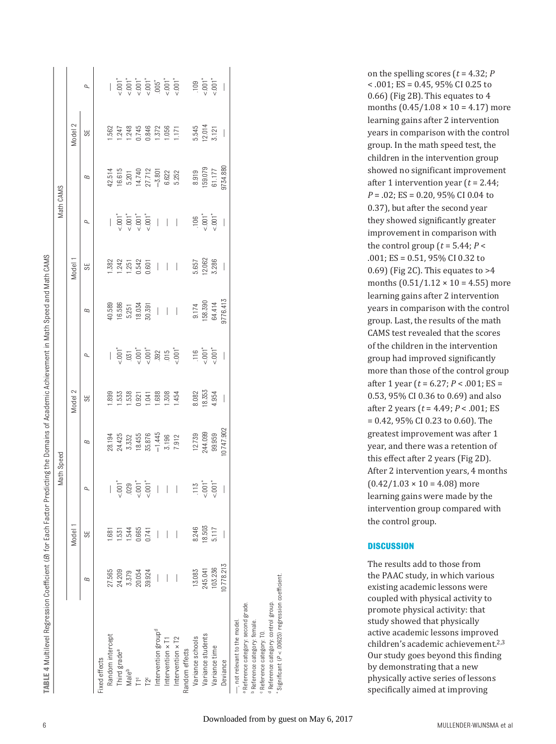**TABLE 4** Multilevel Regression Coefficient (*B*) for Each Factor Predicting the Domains of Academic Achievement in Math Speed and Math CAMS

| | Math Speed | | | | | | Math CAMS | | | | | |
|---|---|---|---|---|---|---|---|---|---|---|---|---|
| | Model 1 | | | Model 2 | | | Model 1 | | | Model 2 | | |
| | *B* | SE | *P* | *B* | SE | *P* | *B* | SE | *P* | *B* | SE | *P* |
| Fixed effects | | | | | | | | | | | | |
| Random intercept | 27.565 | 1.681 | — | 28.194 | 1.899 | — | 40.589 | 1.382 | — | 42.514 | 1.562 | — |
| Third grade[a] | 24.209 | 1.531 | <.001* | 24.425 | 1.533 | <.001* | 16.586 | 1.242 | <.001* | 16.615 | 1.247 | <.001* |
| Male[b] | 3.379 | 1.544 | .029 | 3.332 | 1.538 | .031 | 5.251 | 1.251 | <.001* | 5.201 | 1.248 | <.001* |
| T1[c] | 20.054 | 0.665 | <.001* | 18.455 | 0.921 | <.001* | 18.034 | 0.542 | <.001* | 14.740 | 0.745 | <.001* |
| T2[c] | 39.924 | 0.741 | <.001* | 35.876 | 1.041 | <.001* | 30.391 | 0.601 | <.001* | 27.712 | 0.846 | <.001* |
| Intervention group[d] | — | — | — | −1.445 | 1.688 | .392 | — | — | — | −3.801 | 1.372 | .005* |
| Intervention × T1 | — | — | — | 3.196 | 1.308 | .015 | — | — | — | 6.622 | 1.056 | <.001* |
| Intervention × T2 | — | — | — | 7.912 | 1.454 | <.001* | — | — | — | 5.252 | 1.171 | <.001* |
| Random effects | | | | | | | | | | | | |
| Variance schools | 13.083 | 8.246 | .113 | 12.739 | 8.082 | .116 | 9.174 | 5.657 | .106 | 8.919 | 5.545 | .109 |
| Variance students | 245.041 | 18.503 | <.001* | 244.099 | 18.353 | <.001* | 158.390 | 12.062 | <.001* | 159.079 | 12.014 | <.001* |
| Variance time | 103.236 | 5.117 | <.001* | 99.959 | 4.954 | <.001* | 64.414 | 3.286 | <.001* | 61.177 | 3.121 | <.001* |
| Deviance | 10 778.213 | — | — | 10 747.902 | — | — | 9776.413 | — | — | 9734.880 | — | — |

—, not relevant to the model.
[a] Reference category: second grade.
[b] Reference category: female.
[c] Reference category: T0.
[d] Reference category: control group.
\* Significant ($P < .00625$) regression coefficient.

on the spelling scores ($t = 4.32$; $P < .001$; ES = 0.45, 95% CI 0.25 to 0.66) (Fig 2B). This equates to 4 months ($0.45/1.08 \times 10 = 4.17$) more learning gains after 2 intervention years in comparison with the control group. In the math speed test, the children in the intervention group showed no significant improvement after 1 intervention year ($t = 2.44$; $P = .02$; ES = 0.20, 95% CI 0.04 to 0.37), but after the second year they showed significantly greater improvement in comparison with the control group ($t = 5.44$; $P < .001$; ES = 0.51, 95% CI 0.32 to 0.69) (Fig 2C). This equates to >4 months ($0.51/1.12 \times 10 = 4.55$) more learning gains after 2 intervention years in comparison with the control group. Last, the results of the math CAMS test revealed that the scores of the children in the intervention group had improved significantly more than those of the control group after 1 year ($t = 6.27$; $P < .001$; ES = 0.53, 95% CI 0.36 to 0.69) and also after 2 years ($t = 4.49$; $P < .001$; ES = 0.42, 95% CI 0.23 to 0.60). The greatest improvement was after 1 year, and there was a retention of this effect after 2 years (Fig 2D). After 2 intervention years, 4 months ($0.42/1.03 \times 10 = 4.08$) more learning gains were made by the intervention group compared with the control group.

## DISCUSSION

The results add to those from the PAAC study, in which various existing academic lessons were coupled with physical activity to promote physical activity: that study showed that physically active academic lessons improved children's academic achievement.[2,3] Our study goes beyond this finding by demonstrating that a new physically active series of lessons specifically aimed at improving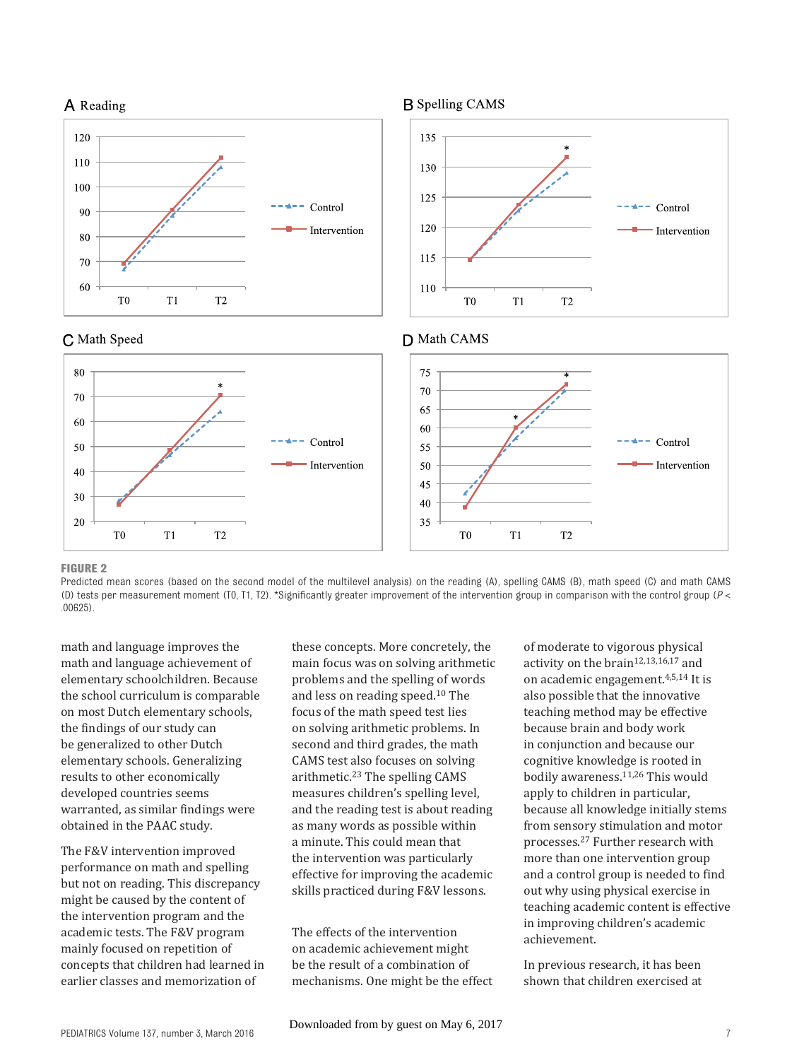**FIGURE 2**

Predicted mean scores (based on the second model of the multilevel analysis) on the reading (A), spelling CAMS (B), math speed (C) and math CAMS (D) tests per measurement moment (T0, T1, T2). *Significantly greater improvement of the intervention group in comparison with the control group ($P < .00625$).

math and language improves the math and language achievement of elementary schoolchildren. Because the school curriculum is comparable on most Dutch elementary schools, the findings of our study can be generalized to other Dutch elementary schools. Generalizing results to other economically developed countries seems warranted, as similar findings were obtained in the PAAC study.

The F&V intervention improved performance on math and spelling but not on reading. This discrepancy might be caused by the content of the intervention program and the academic tests. The F&V program mainly focused on repetition of concepts that children had learned in earlier classes and memorization of these concepts. More concretely, the main focus was on solving arithmetic problems and the spelling of words and less on reading speed.[10] The focus of the math speed test lies on solving arithmetic problems. In second and third grades, the math CAMS test also focuses on solving arithmetic.[23] The spelling CAMS measures children's spelling level, and the reading test is about reading as many words as possible within a minute. This could mean that the intervention was particularly effective for improving the academic skills practiced during F&V lessons.

The effects of the intervention on academic achievement might be the result of a combination of mechanisms. One might be the effect of moderate to vigorous physical activity on the brain[12,13,16,17] and on academic engagement.[4,5,14] It is also possible that the innovative teaching method may be effective because brain and body work in conjunction and because our cognitive knowledge is rooted in bodily awareness.[11,26] This would apply to children in particular, because all knowledge initially stems from sensory stimulation and motor processes.[27] Further research with more than one intervention group and a control group is needed to find out why using physical exercise in teaching academic content is effective in improving children's academic achievement.

In previous research, it has been shown that children exercised at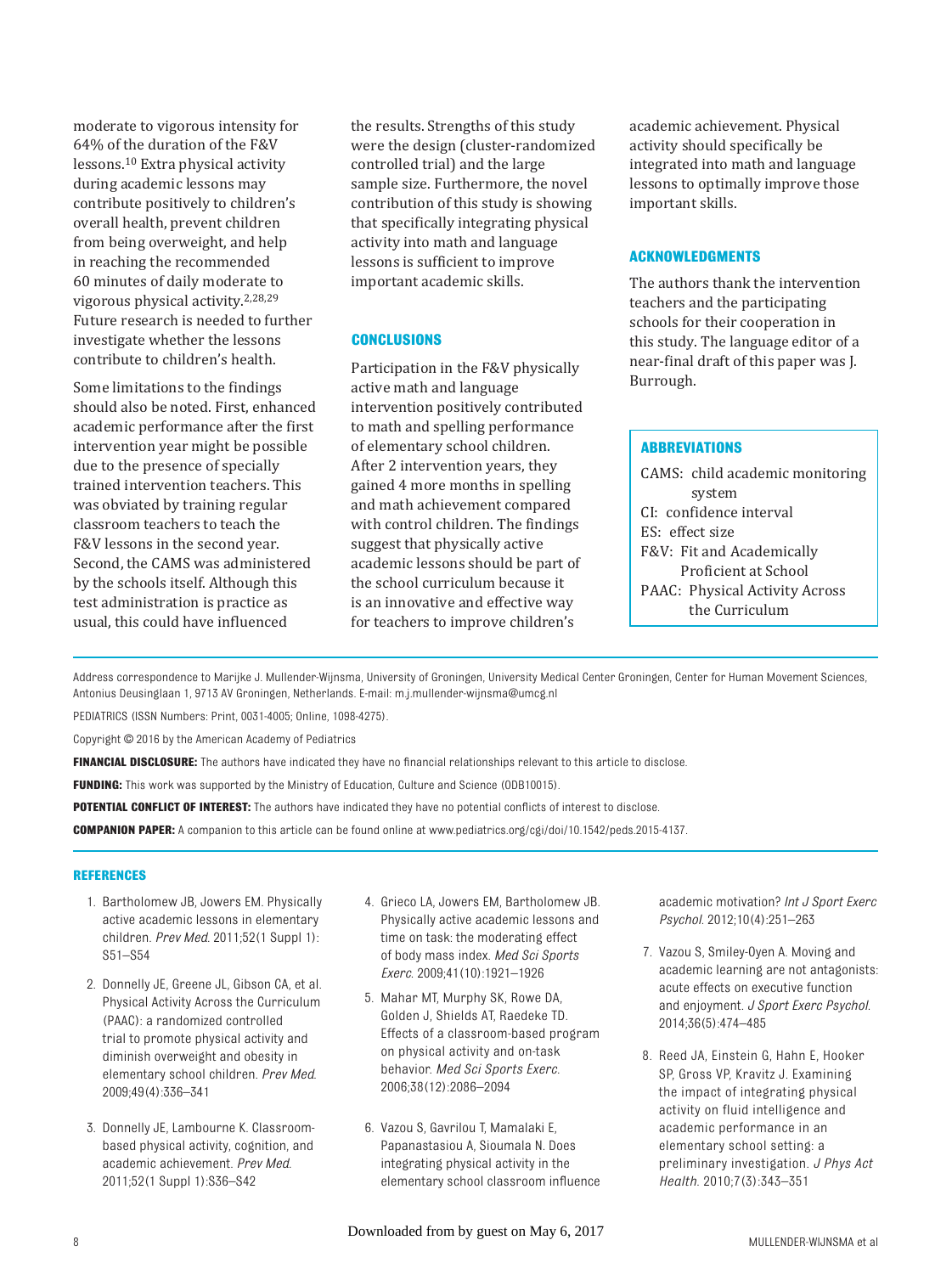moderate to vigorous intensity for 64% of the duration of the F&V lessons.[10] Extra physical activity during academic lessons may contribute positively to children's overall health, prevent children from being overweight, and help in reaching the recommended 60 minutes of daily moderate to vigorous physical activity.[2,28,29] Future research is needed to further investigate whether the lessons contribute to children's health.

Some limitations to the findings should also be noted. First, enhanced academic performance after the first intervention year might be possible due to the presence of specially trained intervention teachers. This was obviated by training regular classroom teachers to teach the F&V lessons in the second year. Second, the CAMS was administered by the schools itself. Although this test administration is practice as usual, this could have influenced the results. Strengths of this study were the design (cluster-randomized controlled trial) and the large sample size. Furthermore, the novel contribution of this study is showing that specifically integrating physical activity into math and language lessons is sufficient to improve important academic skills.

## CONCLUSIONS

Participation in the F&V physically active math and language intervention positively contributed to math and spelling performance of elementary school children. After 2 intervention years, they gained 4 more months in spelling and math achievement compared with control children. The findings suggest that physically active academic lessons should be part of the school curriculum because it is an innovative and effective way for teachers to improve children's academic achievement. Physical activity should specifically be integrated into math and language lessons to optimally improve those important skills.

## ACKNOWLEDGMENTS

The authors thank the intervention teachers and the participating schools for their cooperation in this study. The language editor of a near-final draft of this paper was J. Burrough.

## ABBREVIATIONS

CAMS: child academic monitoring system
CI: confidence interval
ES: effect size
F&V: Fit and Academically Proficient at School
PAAC: Physical Activity Across the Curriculum

Address correspondence to Marijke J. Mullender-Wijnsma, University of Groningen, University Medical Center Groningen, Center for Human Movement Sciences, Antonius Deusinglaan 1, 9713 AV Groningen, Netherlands. E-mail: m.j.mullender-wijnsma@umcg.nl

PEDIATRICS (ISSN Numbers: Print, 0031-4005; Online, 1098-4275).

Copyright © 2016 by the American Academy of Pediatrics

**FINANCIAL DISCLOSURE:** The authors have indicated they have no financial relationships relevant to this article to disclose.

**FUNDING:** This work was supported by the Ministry of Education, Culture and Science (ODB10015).

**POTENTIAL CONFLICT OF INTEREST:** The authors have indicated they have no potential conflicts of interest to disclose.

**COMPANION PAPER:** A companion to this article can be found online at www.pediatrics.org/cgi/doi/10.1542/peds.2015-4137.

## REFERENCES

1. Bartholomew JB, Jowers EM. Physically active academic lessons in elementary children. *Prev Med*. 2011;52(1 Suppl 1):S51–S54
2. Donnelly JE, Greene JL, Gibson CA, et al. Physical Activity Across the Curriculum (PAAC): a randomized controlled trial to promote physical activity and diminish overweight and obesity in elementary school children. *Prev Med*. 2009;49(4):336–341
3. Donnelly JE, Lambourne K. Classroom-based physical activity, cognition, and academic achievement. *Prev Med*. 2011;52(1 Suppl 1):S36–S42
4. Grieco LA, Jowers EM, Bartholomew JB. Physically active academic lessons and time on task: the moderating effect of body mass index. *Med Sci Sports Exerc*. 2009;41(10):1921–1926
5. Mahar MT, Murphy SK, Rowe DA, Golden J, Shields AT, Raedeke TD. Effects of a classroom-based program on physical activity and on-task behavior. *Med Sci Sports Exerc*. 2006;38(12):2086–2094
6. Vazou S, Gavrilou T, Mamalaki E, Papanastasiou A, Sioumala N. Does integrating physical activity in the elementary school classroom influence academic motivation? *Int J Sport Exerc Psychol*. 2012;10(4):251–263
7. Vazou S, Smiley-Oyen A. Moving and academic learning are not antagonists: acute effects on executive function and enjoyment. *J Sport Exerc Psychol*. 2014;36(5):474–485
8. Reed JA, Einstein G, Hahn E, Hooker SP, Gross VP, Kravitz J. Examining the impact of integrating physical activity on fluid intelligence and academic performance in an elementary school setting: a preliminary investigation. *J Phys Act Health*. 2010;7(3):343–351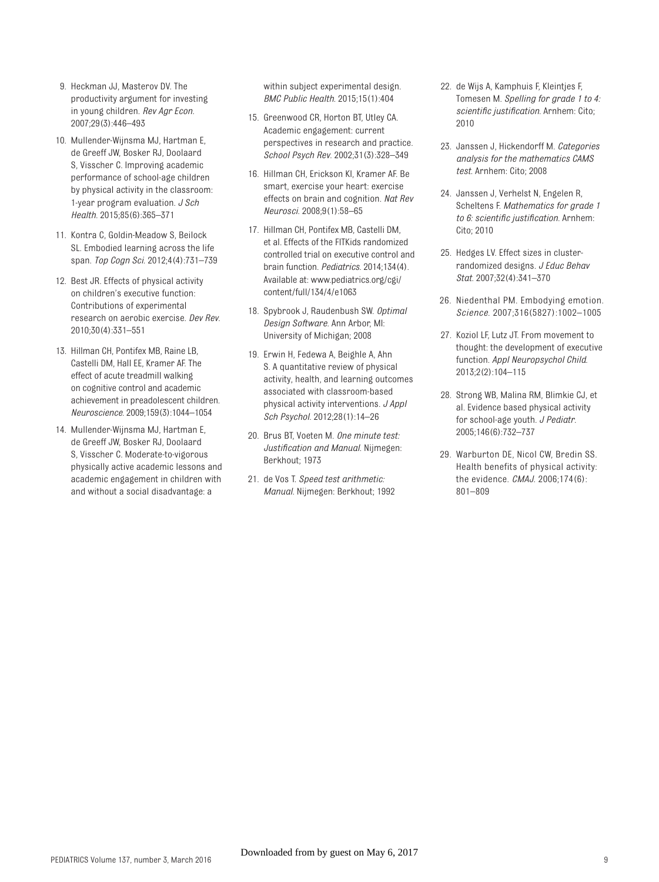9. Heckman JJ, Masterov DV. The productivity argument for investing in young children. *Rev Agr Econ*. 2007;29(3):446–493
10. Mullender-Wijnsma MJ, Hartman E, de Greeff JW, Bosker RJ, Doolaard S, Visscher C. Improving academic performance of school-age children by physical activity in the classroom: 1-year program evaluation. *J Sch Health*. 2015;85(6):365–371
11. Kontra C, Goldin-Meadow S, Beilock SL. Embodied learning across the life span. *Top Cogn Sci*. 2012;4(4):731–739
12. Best JR. Effects of physical activity on children's executive function: Contributions of experimental research on aerobic exercise. *Dev Rev*. 2010;30(4):331–551
13. Hillman CH, Pontifex MB, Raine LB, Castelli DM, Hall EE, Kramer AF. The effect of acute treadmill walking on cognitive control and academic achievement in preadolescent children. *Neuroscience*. 2009;159(3):1044–1054
14. Mullender-Wijnsma MJ, Hartman E, de Greeff JW, Bosker RJ, Doolaard S, Visscher C. Moderate-to-vigorous physically active academic lessons and academic engagement in children with and without a social disadvantage: a within subject experimental design. *BMC Public Health*. 2015;15(1):404
15. Greenwood CR, Horton BT, Utley CA. Academic engagement: current perspectives in research and practice. *School Psych Rev*. 2002;31(3):328–349
16. Hillman CH, Erickson KI, Kramer AF. Be smart, exercise your heart: exercise effects on brain and cognition. *Nat Rev Neurosci*. 2008;9(1):58–65
17. Hillman CH, Pontifex MB, Castelli DM, et al. Effects of the FITKids randomized controlled trial on executive control and brain function. *Pediatrics*. 2014;134(4). Available at: www.pediatrics.org/cgi/content/full/134/4/e1063
18. Spybrook J, Raudenbush SW. *Optimal Design Software*. Ann Arbor, MI: University of Michigan; 2008
19. Erwin H, Fedewa A, Beighle A, Ahn S. A quantitative review of physical activity, health, and learning outcomes associated with classroom-based physical activity interventions. *J Appl Sch Psychol*. 2012;28(1):14–26
20. Brus BT, Voeten M. *One minute test: Justification and Manual*. Nijmegen: Berkhout; 1973
21. de Vos T. *Speed test arithmetic: Manual*. Nijmegen: Berkhout; 1992
22. de Wijs A, Kamphuis F, Kleintjes F, Tomesen M. *Spelling for grade 1 to 4: scientific justification*. Arnhem: Cito; 2010
23. Janssen J, Hickendorff M. *Categories analysis for the mathematics CAMS test*. Arnhem: Cito; 2008
24. Janssen J, Verhelst N, Engelen R, Scheltens F. *Mathematics for grade 1 to 6: scientific justification*. Arnhem: Cito; 2010
25. Hedges LV. Effect sizes in cluster-randomized designs. *J Educ Behav Stat*. 2007;32(4):341–370
26. Niedenthal PM. Embodying emotion. *Science*. 2007;316(5827):1002–1005
27. Koziol LF, Lutz JT. From movement to thought: the development of executive function. *Appl Neuropsychol Child*. 2013;2(2):104–115
28. Strong WB, Malina RM, Blimkie CJ, et al. Evidence based physical activity for school-age youth. *J Pediatr*. 2005;146(6):732–737
29. Warburton DE, Nicol CW, Bredin SS. Health benefits of physical activity: the evidence. *CMAJ*. 2006;174(6):801–809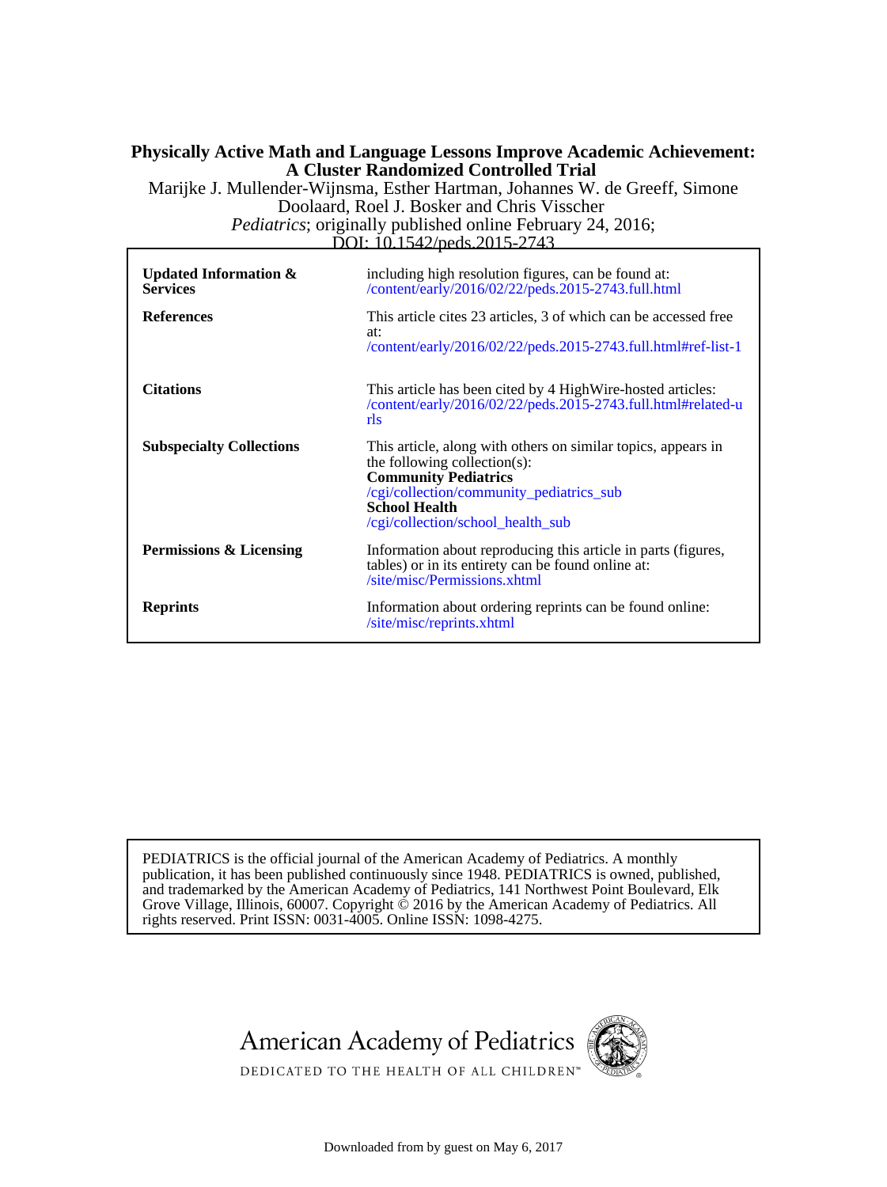**Physically Active Math and Language Lessons Improve Academic Achievement: A Cluster Randomized Controlled Trial**

Marijke J. Mullender-Wijnsma, Esther Hartman, Johannes W. de Greeff, Simone Doolaard, Roel J. Bosker and Chris Visscher

*Pediatrics*; originally published online February 24, 2016;

DOI: 10.1542/peds.2015-2743

| | |
|---|---|
| **Updated Information & Services** | including high resolution figures, can be found at: /content/early/2016/02/22/peds.2015-2743.full.html |
| **References** | This article cites 23 articles, 3 of which can be accessed free at: /content/early/2016/02/22/peds.2015-2743.full.html#ref-list-1 |
| **Citations** | This article has been cited by 4 HighWire-hosted articles: /content/early/2016/02/22/peds.2015-2743.full.html#related-urls |
| **Subspecialty Collections** | This article, along with others on similar topics, appears in the following collection(s): **Community Pediatrics** /cgi/collection/community_pediatrics_sub **School Health** /cgi/collection/school_health_sub |
| **Permissions & Licensing** | Information about reproducing this article in parts (figures, tables) or in its entirety can be found online at: /site/misc/Permissions.xhtml |
| **Reprints** | Information about ordering reprints can be found online: /site/misc/reprints.xhtml |

PEDIATRICS is the official journal of the American Academy of Pediatrics. A monthly publication, it has been published continuously since 1948. PEDIATRICS is owned, published, and trademarked by the American Academy of Pediatrics, 141 Northwest Point Boulevard, Elk Grove Village, Illinois, 60007. Copyright © 2016 by the American Academy of Pediatrics. All rights reserved. Print ISSN: 0031-4005. Online ISSN: 1098-4275.

American Academy of Pediatrics

DEDICATED TO THE HEALTH OF ALL CHILDREN™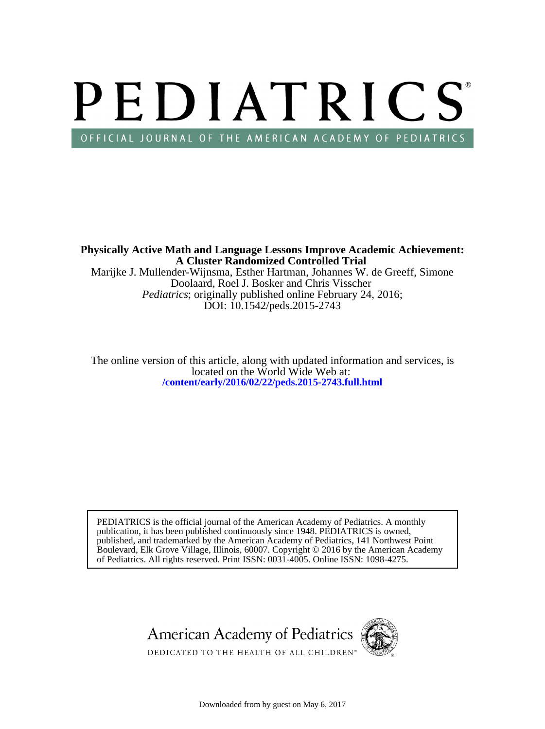# PEDIATRICS

OFFICIAL JOURNAL OF THE AMERICAN ACADEMY OF PEDIATRICS

**Physically Active Math and Language Lessons Improve Academic Achievement: A Cluster Randomized Controlled Trial**

Marijke J. Mullender-Wijnsma, Esther Hartman, Johannes W. de Greeff, Simone Doolaard, Roel J. Bosker and Chris Visscher

*Pediatrics*; originally published online February 24, 2016;

DOI: 10.1542/peds.2015-2743

The online version of this article, along with updated information and services, is located on the World Wide Web at:

**/content/early/2016/02/22/peds.2015-2743.full.html**

PEDIATRICS is the official journal of the American Academy of Pediatrics. A monthly publication, it has been published continuously since 1948. PEDIATRICS is owned, published, and trademarked by the American Academy of Pediatrics, 141 Northwest Point Boulevard, Elk Grove Village, Illinois, 60007. Copyright © 2016 by the American Academy of Pediatrics. All rights reserved. Print ISSN: 0031-4005. Online ISSN: 1098-4275.

American Academy of Pediatrics

DEDICATED TO THE HEALTH OF ALL CHILDREN™